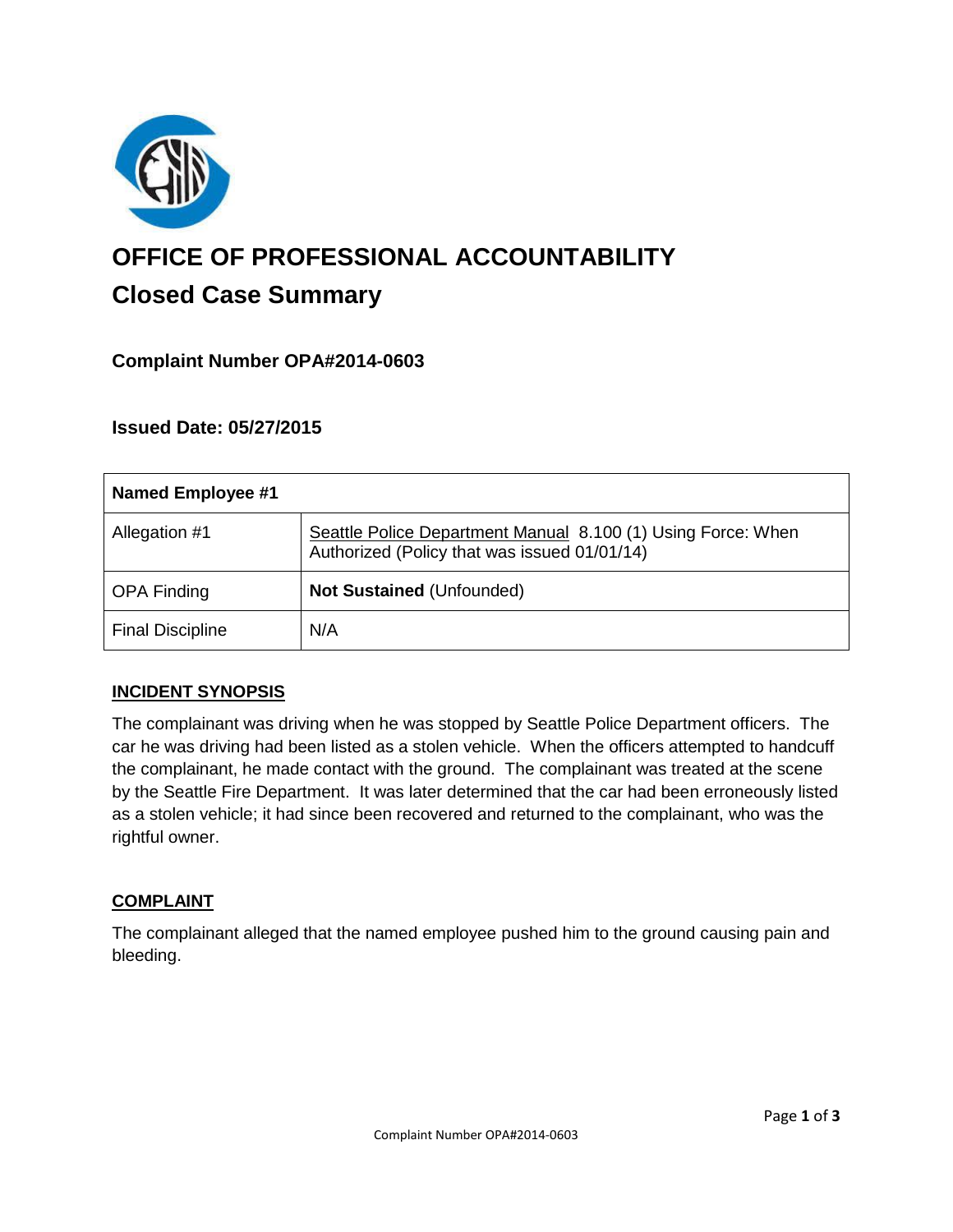# OFFICE OF PROFESSIONAL ACCOUNTABILITY

## Closed Case Summary

### Complaint Number OPA#2014-0603

### Issued Date: 05/27/2015

| Named Employee #1 | |
|---|---|
| Allegation #1 | Seattle Police Department Manual 8.100 (1) Using Force: When Authorized (Policy that was issued 01/01/14) |
| OPA Finding | **Not Sustained** (Unfounded) |
| Final Discipline | N/A |

**INCIDENT SYNOPSIS**

The complainant was driving when he was stopped by Seattle Police Department officers. The car he was driving had been listed as a stolen vehicle. When the officers attempted to handcuff the complainant, he made contact with the ground. The complainant was treated at the scene by the Seattle Fire Department. It was later determined that the car had been erroneously listed as a stolen vehicle; it had since been recovered and returned to the complainant, who was the rightful owner.

**COMPLAINT**

The complainant alleged that the named employee pushed him to the ground causing pain and bleeding.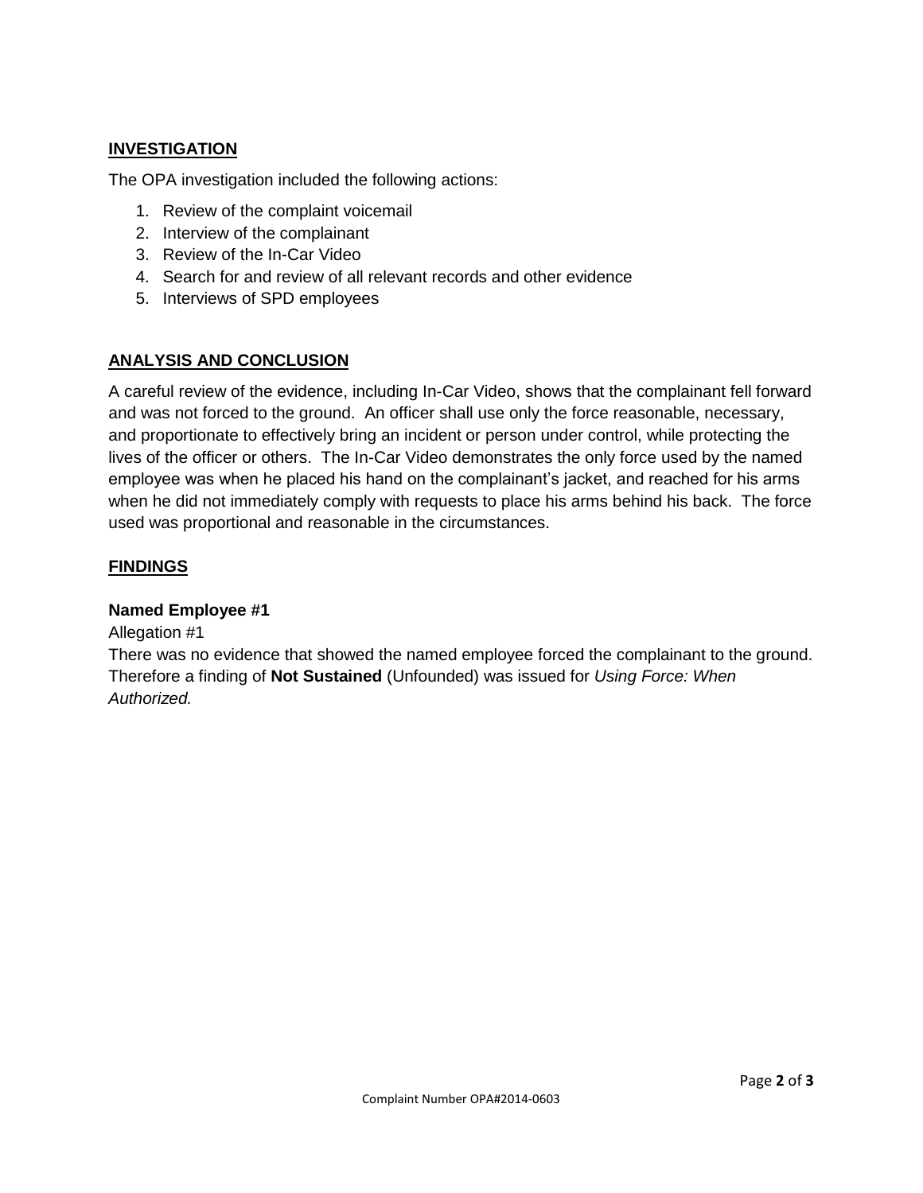## INVESTIGATION

The OPA investigation included the following actions:

1. Review of the complaint voicemail
2. Interview of the complainant
3. Review of the In-Car Video
4. Search for and review of all relevant records and other evidence
5. Interviews of SPD employees

## ANALYSIS AND CONCLUSION

A careful review of the evidence, including In-Car Video, shows that the complainant fell forward and was not forced to the ground. An officer shall use only the force reasonable, necessary, and proportionate to effectively bring an incident or person under control, while protecting the lives of the officer or others. The In-Car Video demonstrates the only force used by the named employee was when he placed his hand on the complainant's jacket, and reached for his arms when he did not immediately comply with requests to place his arms behind his back. The force used was proportional and reasonable in the circumstances.

## FINDINGS

### Named Employee #1

Allegation #1

There was no evidence that showed the named employee forced the complainant to the ground. Therefore a finding of **Not Sustained** (Unfounded) was issued for *Using Force: When Authorized.*

Complaint Number OPA#2014-0603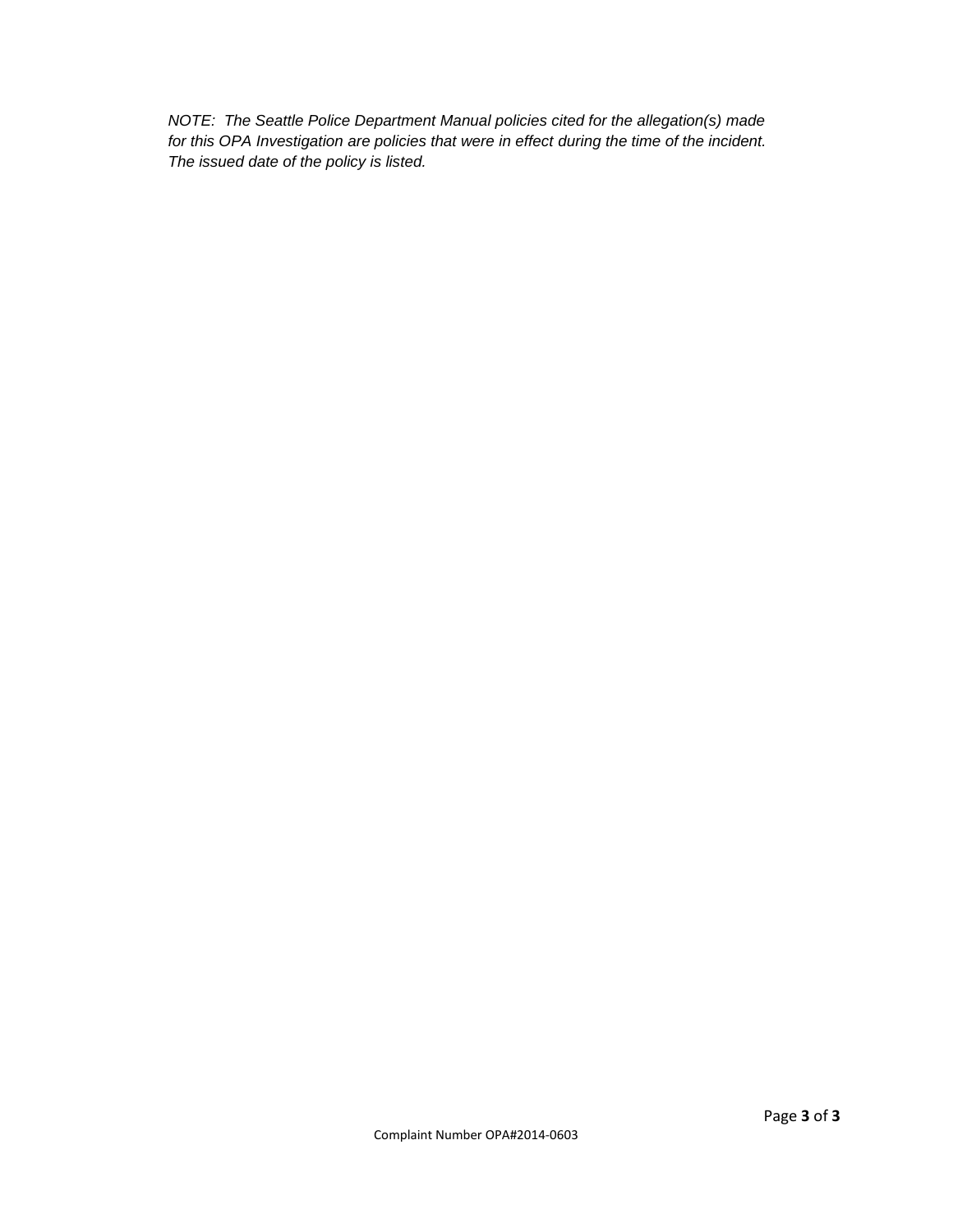*NOTE: The Seattle Police Department Manual policies cited for the allegation(s) made for this OPA Investigation are policies that were in effect during the time of the incident. The issued date of the policy is listed.*